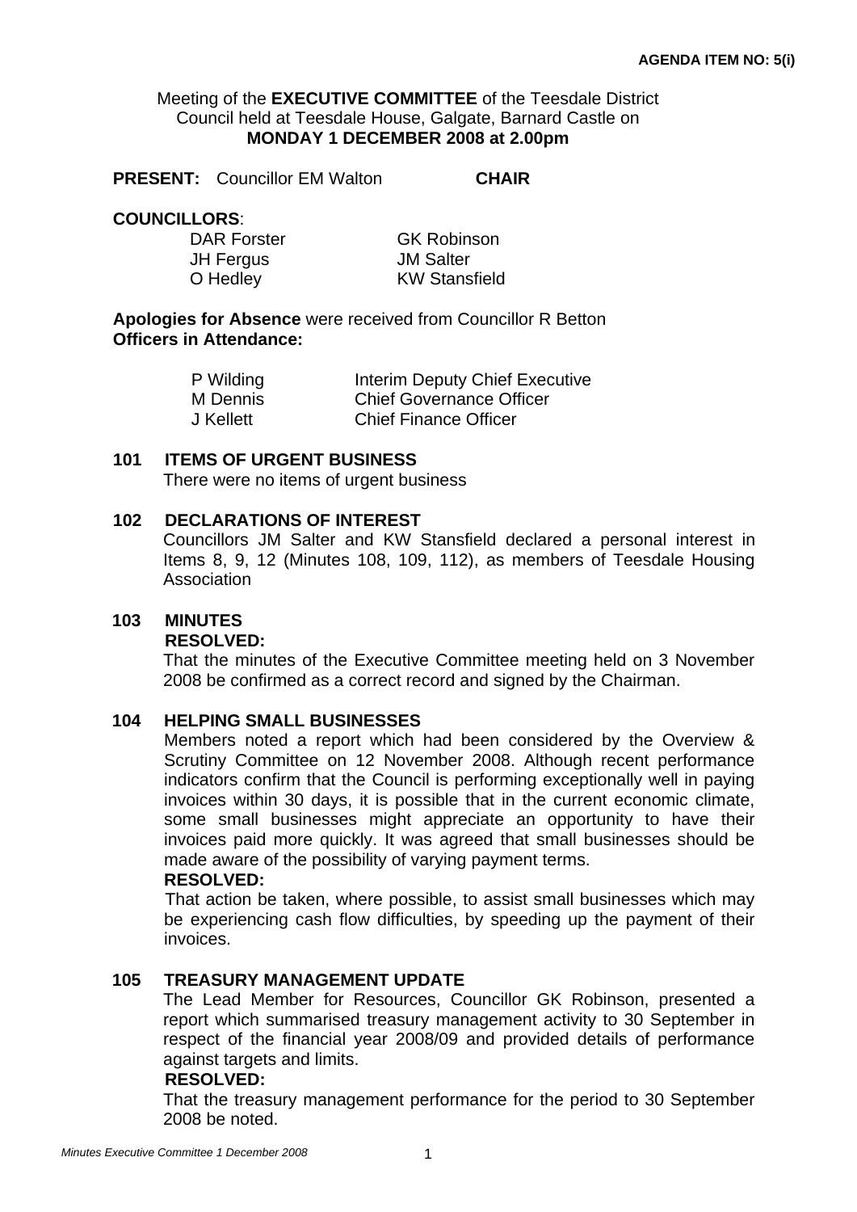**AGENDA ITEM NO: 5(i)**

Meeting of the **EXECUTIVE COMMITTEE** of the Teesdale District Council held at Teesdale House, Galgate, Barnard Castle on **MONDAY 1 DECEMBER 2008 at 2.00pm**

**PRESENT:** Councillor EM Walton **CHAIR**

**COUNCILLORS**:

| | |
|---|---|
| DAR Forster | GK Robinson |
| JH Fergus | JM Salter |
| O Hedley | KW Stansfield |

**Apologies for Absence** were received from Councillor R Betton

**Officers in Attendance:**

| | |
|---|---|
| P Wilding | Interim Deputy Chief Executive |
| M Dennis | Chief Governance Officer |
| J Kellett | Chief Finance Officer |

## 101 ITEMS OF URGENT BUSINESS

There were no items of urgent business

## 102 DECLARATIONS OF INTEREST

Councillors JM Salter and KW Stansfield declared a personal interest in Items 8, 9, 12 (Minutes 108, 109, 112), as members of Teesdale Housing Association

## 103 MINUTES

**RESOLVED:**

That the minutes of the Executive Committee meeting held on 3 November 2008 be confirmed as a correct record and signed by the Chairman.

## 104 HELPING SMALL BUSINESSES

Members noted a report which had been considered by the Overview & Scrutiny Committee on 12 November 2008. Although recent performance indicators confirm that the Council is performing exceptionally well in paying invoices within 30 days, it is possible that in the current economic climate, some small businesses might appreciate an opportunity to have their invoices paid more quickly. It was agreed that small businesses should be made aware of the possibility of varying payment terms.

**RESOLVED:**

That action be taken, where possible, to assist small businesses which may be experiencing cash flow difficulties, by speeding up the payment of their invoices.

## 105 TREASURY MANAGEMENT UPDATE

The Lead Member for Resources, Councillor GK Robinson, presented a report which summarised treasury management activity to 30 September in respect of the financial year 2008/09 and provided details of performance against targets and limits.

**RESOLVED:**

That the treasury management performance for the period to 30 September 2008 be noted.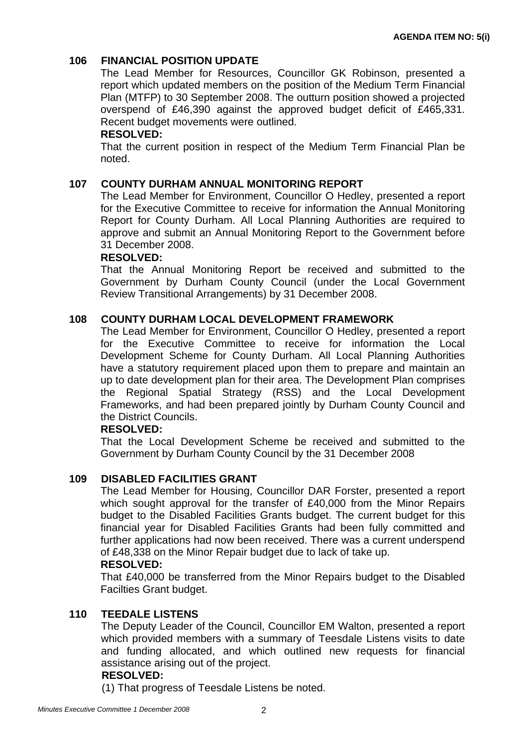**AGENDA ITEM NO: 5(i)**

## 106 FINANCIAL POSITION UPDATE

The Lead Member for Resources, Councillor GK Robinson, presented a report which updated members on the position of the Medium Term Financial Plan (MTFP) to 30 September 2008. The outturn position showed a projected overspend of £46,390 against the approved budget deficit of £465,331. Recent budget movements were outlined.

**RESOLVED:**

That the current position in respect of the Medium Term Financial Plan be noted.

## 107 COUNTY DURHAM ANNUAL MONITORING REPORT

The Lead Member for Environment, Councillor O Hedley, presented a report for the Executive Committee to receive for information the Annual Monitoring Report for County Durham. All Local Planning Authorities are required to approve and submit an Annual Monitoring Report to the Government before 31 December 2008.

**RESOLVED:**

That the Annual Monitoring Report be received and submitted to the Government by Durham County Council (under the Local Government Review Transitional Arrangements) by 31 December 2008.

## 108 COUNTY DURHAM LOCAL DEVELOPMENT FRAMEWORK

The Lead Member for Environment, Councillor O Hedley, presented a report for the Executive Committee to receive for information the Local Development Scheme for County Durham. All Local Planning Authorities have a statutory requirement placed upon them to prepare and maintain an up to date development plan for their area. The Development Plan comprises the Regional Spatial Strategy (RSS) and the Local Development Frameworks, and had been prepared jointly by Durham County Council and the District Councils.

**RESOLVED:**

That the Local Development Scheme be received and submitted to the Government by Durham County Council by the 31 December 2008

## 109 DISABLED FACILITIES GRANT

The Lead Member for Housing, Councillor DAR Forster, presented a report which sought approval for the transfer of £40,000 from the Minor Repairs budget to the Disabled Facilities Grants budget. The current budget for this financial year for Disabled Facilities Grants had been fully committed and further applications had now been received. There was a current underspend of £48,338 on the Minor Repair budget due to lack of take up.

**RESOLVED:**

That £40,000 be transferred from the Minor Repairs budget to the Disabled Facilties Grant budget.

## 110 TEEDALE LISTENS

The Deputy Leader of the Council, Councillor EM Walton, presented a report which provided members with a summary of Teesdale Listens visits to date and funding allocated, and which outlined new requests for financial assistance arising out of the project.

**RESOLVED:**

(1) That progress of Teesdale Listens be noted.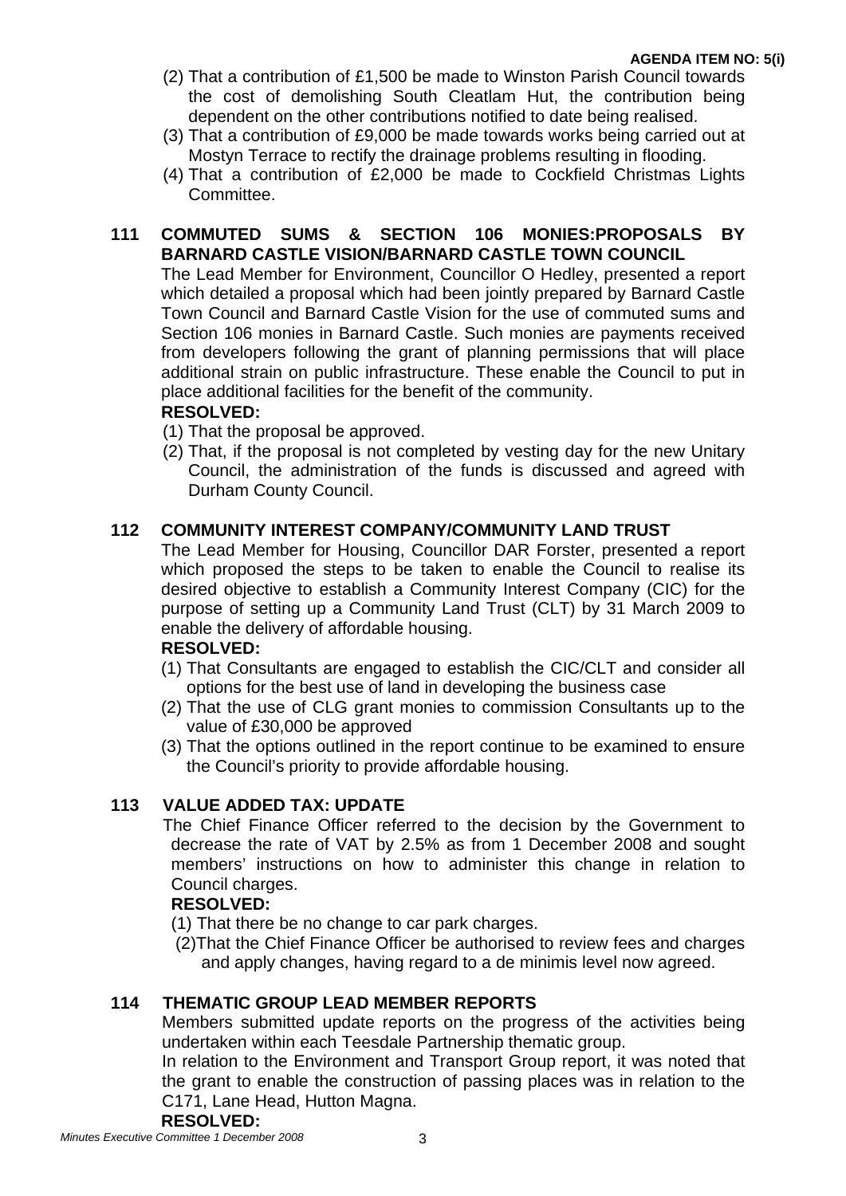(2) That a contribution of £1,500 be made to Winston Parish Council towards the cost of demolishing South Cleatlam Hut, the contribution being dependent on the other contributions notified to date being realised.

(3) That a contribution of £9,000 be made towards works being carried out at Mostyn Terrace to rectify the drainage problems resulting in flooding.

(4) That a contribution of £2,000 be made to Cockfield Christmas Lights Committee.

## 111 COMMUTED SUMS & SECTION 106 MONIES:PROPOSALS BY BARNARD CASTLE VISION/BARNARD CASTLE TOWN COUNCIL

The Lead Member for Environment, Councillor O Hedley, presented a report which detailed a proposal which had been jointly prepared by Barnard Castle Town Council and Barnard Castle Vision for the use of commuted sums and Section 106 monies in Barnard Castle. Such monies are payments received from developers following the grant of planning permissions that will place additional strain on public infrastructure. These enable the Council to put in place additional facilities for the benefit of the community.

**RESOLVED:**

(1) That the proposal be approved.

(2) That, if the proposal is not completed by vesting day for the new Unitary Council, the administration of the funds is discussed and agreed with Durham County Council.

## 112 COMMUNITY INTEREST COMPANY/COMMUNITY LAND TRUST

The Lead Member for Housing, Councillor DAR Forster, presented a report which proposed the steps to be taken to enable the Council to realise its desired objective to establish a Community Interest Company (CIC) for the purpose of setting up a Community Land Trust (CLT) by 31 March 2009 to enable the delivery of affordable housing.

**RESOLVED:**

(1) That Consultants are engaged to establish the CIC/CLT and consider all options for the best use of land in developing the business case

(2) That the use of CLG grant monies to commission Consultants up to the value of £30,000 be approved

(3) That the options outlined in the report continue to be examined to ensure the Council's priority to provide affordable housing.

## 113 VALUE ADDED TAX: UPDATE

The Chief Finance Officer referred to the decision by the Government to decrease the rate of VAT by 2.5% as from 1 December 2008 and sought members' instructions on how to administer this change in relation to Council charges.

**RESOLVED:**

(1) That there be no change to car park charges.

(2) That the Chief Finance Officer be authorised to review fees and charges and apply changes, having regard to a de minimis level now agreed.

## 114 THEMATIC GROUP LEAD MEMBER REPORTS

Members submitted update reports on the progress of the activities being undertaken within each Teesdale Partnership thematic group.

In relation to the Environment and Transport Group report, it was noted that the grant to enable the construction of passing places was in relation to the C171, Lane Head, Hutton Magna.

**RESOLVED:**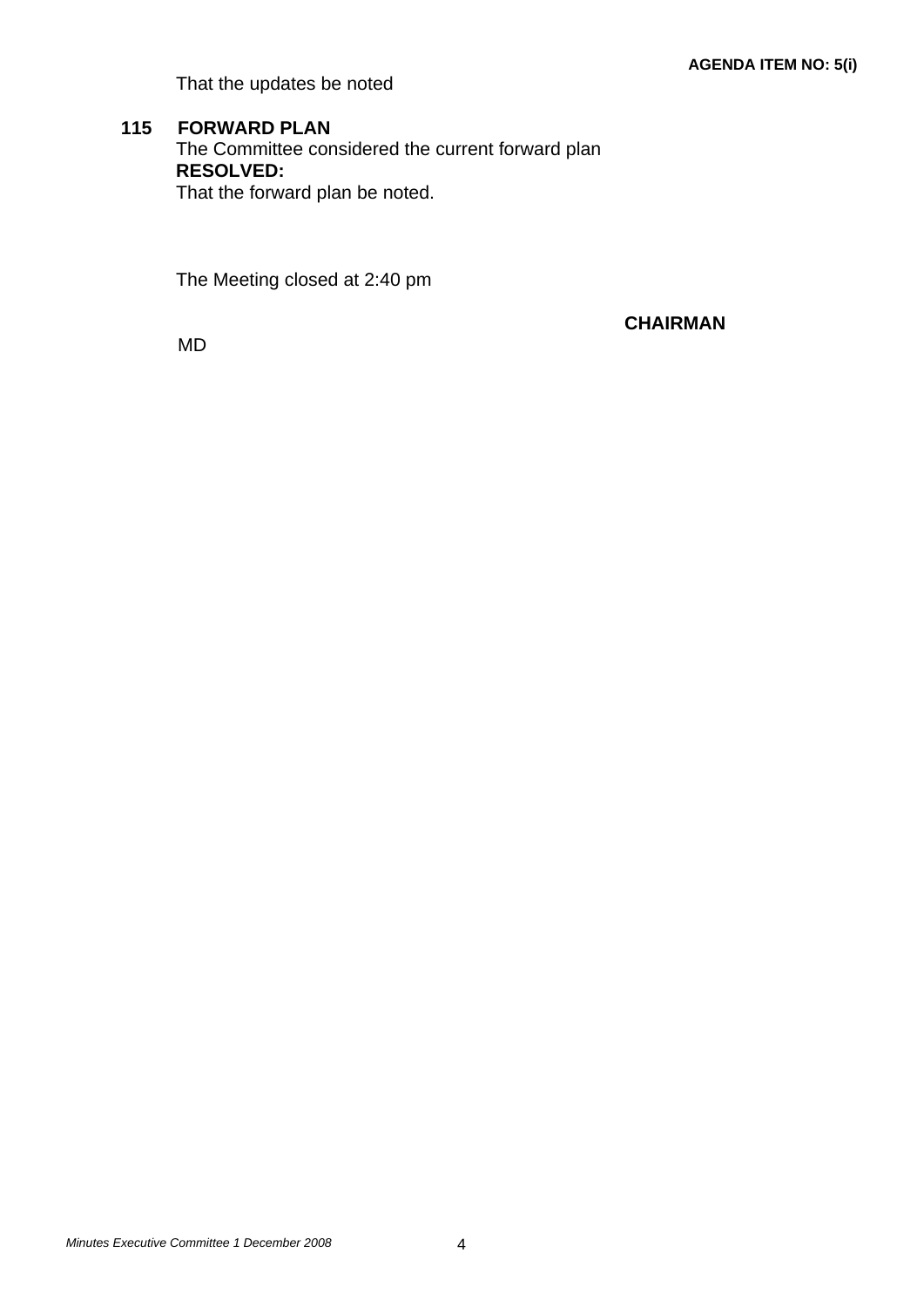That the updates be noted

**115 FORWARD PLAN**

The Committee considered the current forward plan

**RESOLVED:**

That the forward plan be noted.

The Meeting closed at 2:40 pm

**CHAIRMAN**

MD